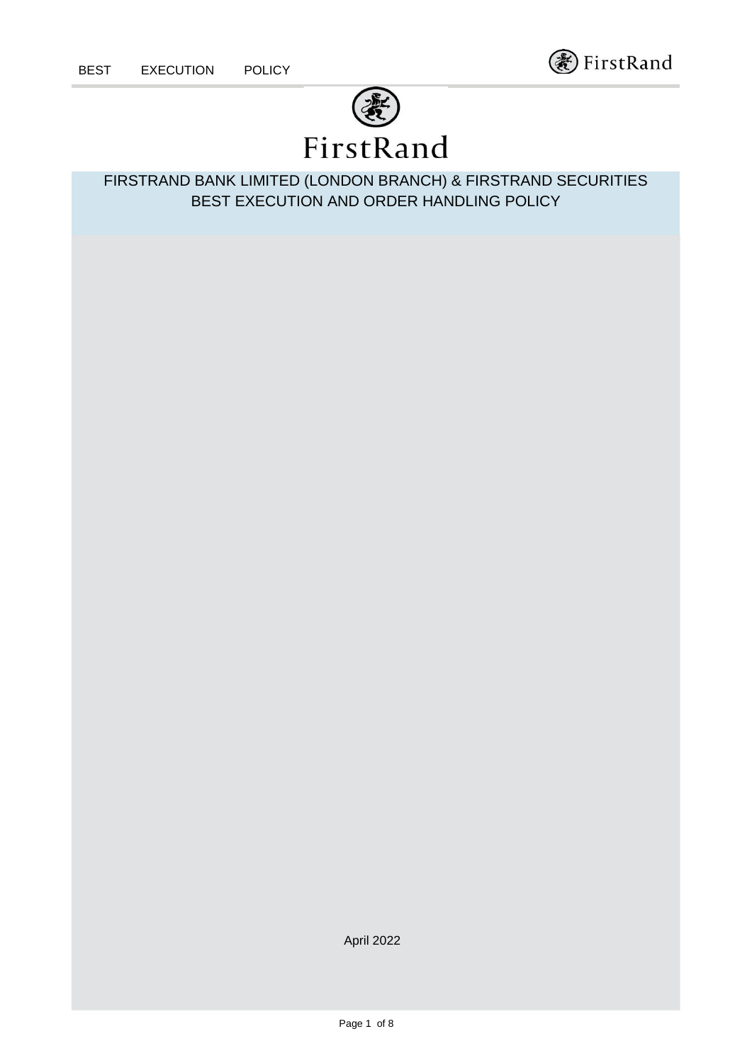FirstRand

# FIRSTRAND BANK LIMITED (LONDON BRANCH) & FIRSTRAND SECURITIES BEST EXECUTION AND ORDER HANDLING POLICY

April 2022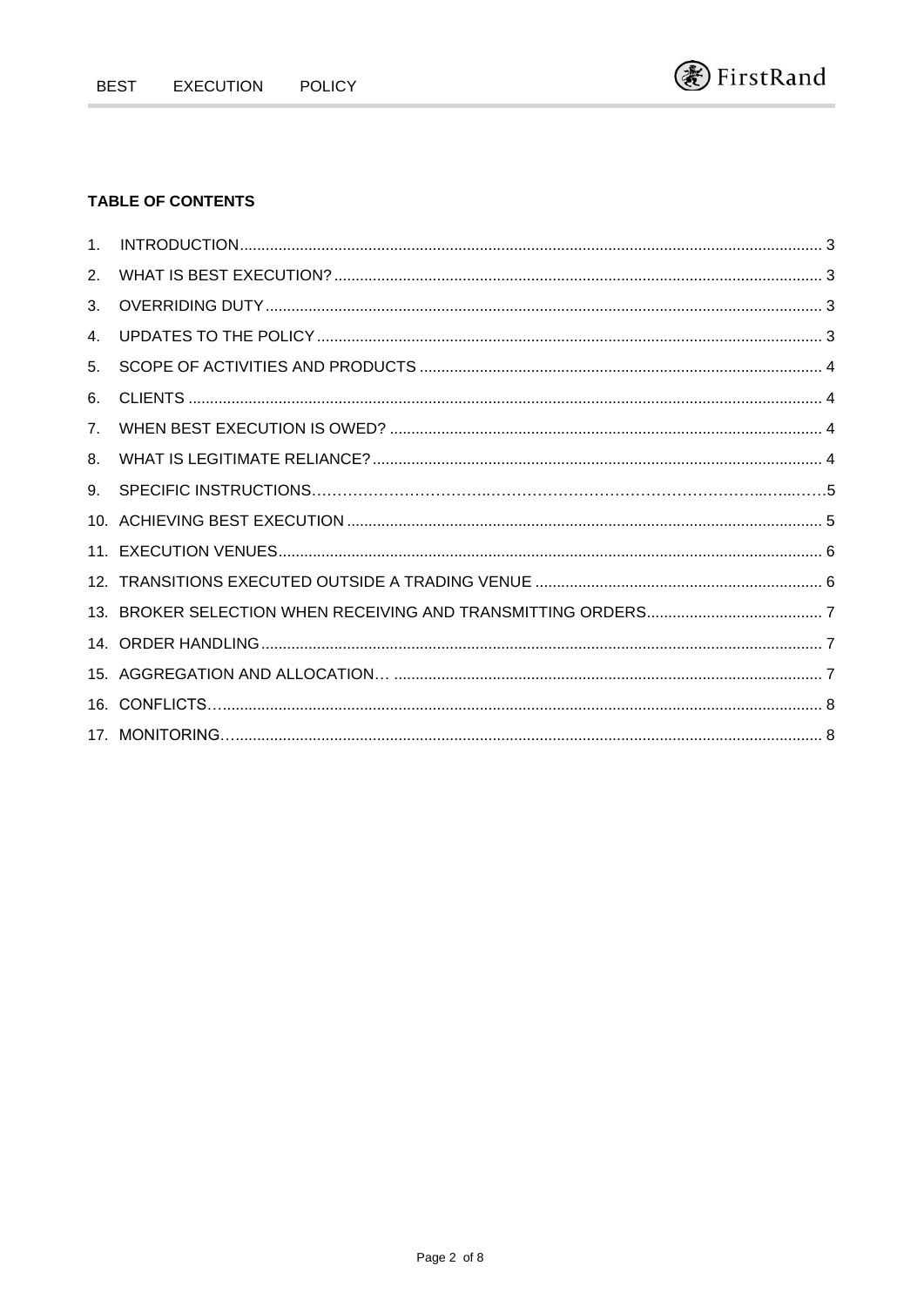**TABLE OF CONTENTS**

1. INTRODUCTION ........ 3
2. WHAT IS BEST EXECUTION? ........ 3
3. OVERRIDING DUTY ........ 3
4. UPDATES TO THE POLICY ........ 3
5. SCOPE OF ACTIVITIES AND PRODUCTS ........ 4
6. CLIENTS ........ 4
7. WHEN BEST EXECUTION IS OWED? ........ 4
8. WHAT IS LEGITIMATE RELIANCE? ........ 4
9. SPECIFIC INSTRUCTIONS ........ 5
10. ACHIEVING BEST EXECUTION ........ 5
11. EXECUTION VENUES ........ 6
12. TRANSITIONS EXECUTED OUTSIDE A TRADING VENUE ........ 6
13. BROKER SELECTION WHEN RECEIVING AND TRANSMITTING ORDERS ........ 7
14. ORDER HANDLING ........ 7
15. AGGREGATION AND ALLOCATION ........ 7
16. CONFLICTS ........ 8
17. MONITORING ........ 8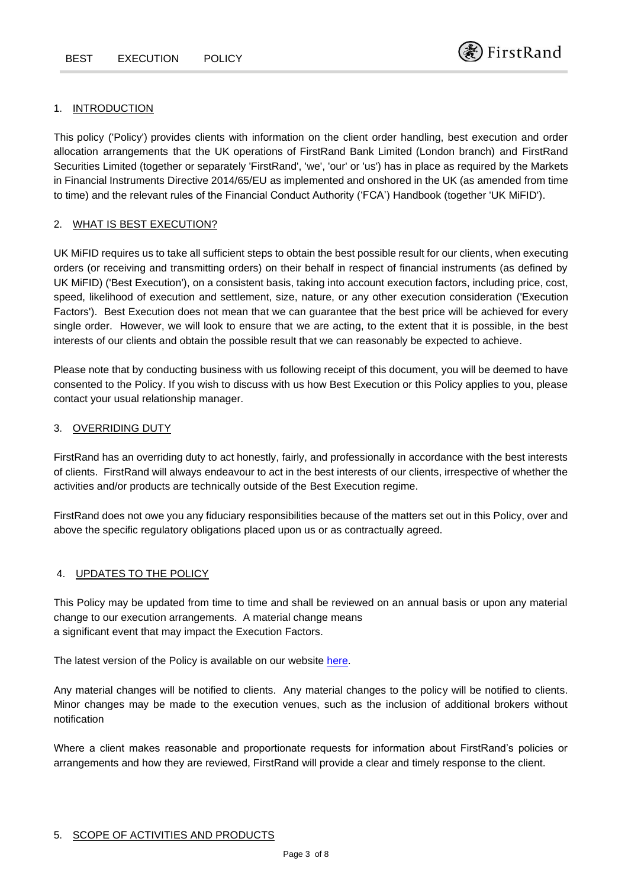## 1. INTRODUCTION

This policy ('Policy') provides clients with information on the client order handling, best execution and order allocation arrangements that the UK operations of FirstRand Bank Limited (London branch) and FirstRand Securities Limited (together or separately 'FirstRand', 'we', 'our' or 'us') has in place as required by the Markets in Financial Instruments Directive 2014/65/EU as implemented and onshored in the UK (as amended from time to time) and the relevant rules of the Financial Conduct Authority ('FCA') Handbook (together 'UK MiFID').

## 2. WHAT IS BEST EXECUTION?

UK MiFID requires us to take all sufficient steps to obtain the best possible result for our clients, when executing orders (or receiving and transmitting orders) on their behalf in respect of financial instruments (as defined by UK MiFID) ('Best Execution'), on a consistent basis, taking into account execution factors, including price, cost, speed, likelihood of execution and settlement, size, nature, or any other execution consideration ('Execution Factors'). Best Execution does not mean that we can guarantee that the best price will be achieved for every single order. However, we will look to ensure that we are acting, to the extent that it is possible, in the best interests of our clients and obtain the possible result that we can reasonably be expected to achieve.

Please note that by conducting business with us following receipt of this document, you will be deemed to have consented to the Policy. If you wish to discuss with us how Best Execution or this Policy applies to you, please contact your usual relationship manager.

## 3. OVERRIDING DUTY

FirstRand has an overriding duty to act honestly, fairly, and professionally in accordance with the best interests of clients. FirstRand will always endeavour to act in the best interests of our clients, irrespective of whether the activities and/or products are technically outside of the Best Execution regime.

FirstRand does not owe you any fiduciary responsibilities because of the matters set out in this Policy, over and above the specific regulatory obligations placed upon us or as contractually agreed.

## 4. UPDATES TO THE POLICY

This Policy may be updated from time to time and shall be reviewed on an annual basis or upon any material change to our execution arrangements. A material change means
a significant event that may impact the Execution Factors.

The latest version of the Policy is available on our website here.

Any material changes will be notified to clients. Any material changes to the policy will be notified to clients. Minor changes may be made to the execution venues, such as the inclusion of additional brokers without notification

Where a client makes reasonable and proportionate requests for information about FirstRand's policies or arrangements and how they are reviewed, FirstRand will provide a clear and timely response to the client.

## 5. SCOPE OF ACTIVITIES AND PRODUCTS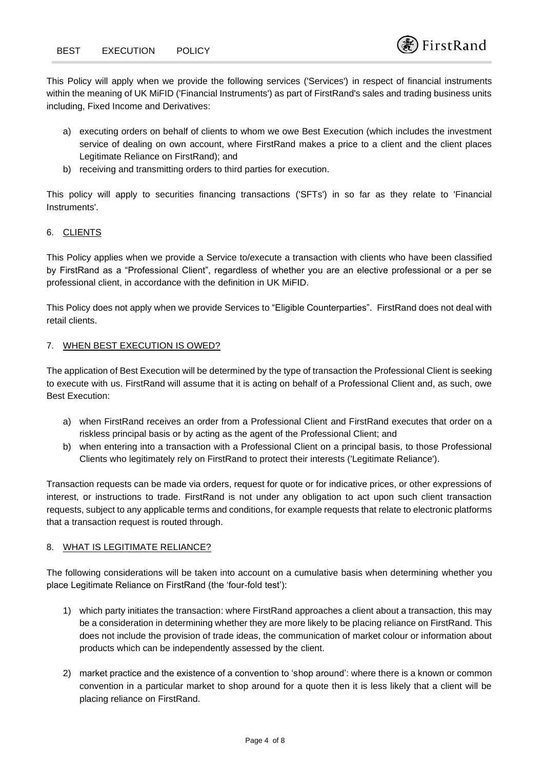This Policy will apply when we provide the following services ('Services') in respect of financial instruments within the meaning of UK MiFID ('Financial Instruments') as part of FirstRand's sales and trading business units including, Fixed Income and Derivatives:

a) executing orders on behalf of clients to whom we owe Best Execution (which includes the investment service of dealing on own account, where FirstRand makes a price to a client and the client places Legitimate Reliance on FirstRand); and
b) receiving and transmitting orders to third parties for execution.

This policy will apply to securities financing transactions ('SFTs') in so far as they relate to 'Financial Instruments'.

## 6. CLIENTS

This Policy applies when we provide a Service to/execute a transaction with clients who have been classified by FirstRand as a "Professional Client", regardless of whether you are an elective professional or a per se professional client, in accordance with the definition in UK MiFID.

This Policy does not apply when we provide Services to "Eligible Counterparties". FirstRand does not deal with retail clients.

## 7. WHEN BEST EXECUTION IS OWED?

The application of Best Execution will be determined by the type of transaction the Professional Client is seeking to execute with us. FirstRand will assume that it is acting on behalf of a Professional Client and, as such, owe Best Execution:

a) when FirstRand receives an order from a Professional Client and FirstRand executes that order on a riskless principal basis or by acting as the agent of the Professional Client; and
b) when entering into a transaction with a Professional Client on a principal basis, to those Professional Clients who legitimately rely on FirstRand to protect their interests ('Legitimate Reliance').

Transaction requests can be made via orders, request for quote or for indicative prices, or other expressions of interest, or instructions to trade. FirstRand is not under any obligation to act upon such client transaction requests, subject to any applicable terms and conditions, for example requests that relate to electronic platforms that a transaction request is routed through.

## 8. WHAT IS LEGITIMATE RELIANCE?

The following considerations will be taken into account on a cumulative basis when determining whether you place Legitimate Reliance on FirstRand (the 'four-fold test'):

1) which party initiates the transaction: where FirstRand approaches a client about a transaction, this may be a consideration in determining whether they are more likely to be placing reliance on FirstRand. This does not include the provision of trade ideas, the communication of market colour or information about products which can be independently assessed by the client.

2) market practice and the existence of a convention to 'shop around': where there is a known or common convention in a particular market to shop around for a quote then it is less likely that a client will be placing reliance on FirstRand.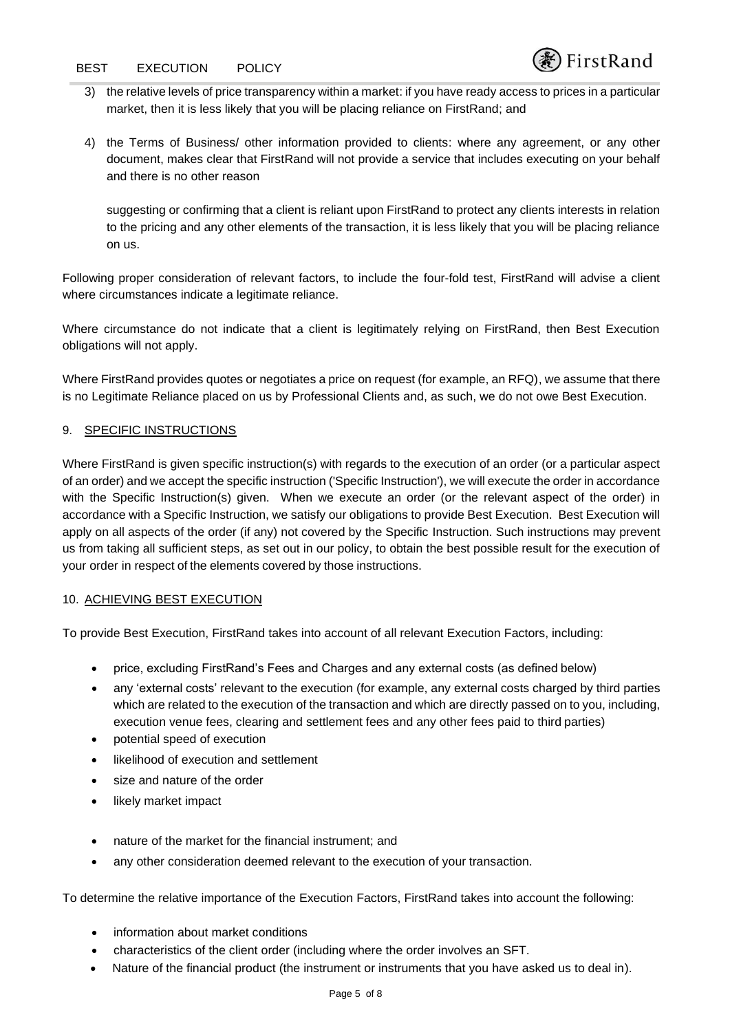3) the relative levels of price transparency within a market: if you have ready access to prices in a particular market, then it is less likely that you will be placing reliance on FirstRand; and

4) the Terms of Business/ other information provided to clients: where any agreement, or any other document, makes clear that FirstRand will not provide a service that includes executing on your behalf and there is no other reason

   suggesting or confirming that a client is reliant upon FirstRand to protect any clients interests in relation to the pricing and any other elements of the transaction, it is less likely that you will be placing reliance on us.

Following proper consideration of relevant factors, to include the four-fold test, FirstRand will advise a client where circumstances indicate a legitimate reliance.

Where circumstance do not indicate that a client is legitimately relying on FirstRand, then Best Execution obligations will not apply.

Where FirstRand provides quotes or negotiates a price on request (for example, an RFQ), we assume that there is no Legitimate Reliance placed on us by Professional Clients and, as such, we do not owe Best Execution.

## 9. SPECIFIC INSTRUCTIONS

Where FirstRand is given specific instruction(s) with regards to the execution of an order (or a particular aspect of an order) and we accept the specific instruction ('Specific Instruction'), we will execute the order in accordance with the Specific Instruction(s) given. When we execute an order (or the relevant aspect of the order) in accordance with a Specific Instruction, we satisfy our obligations to provide Best Execution. Best Execution will apply on all aspects of the order (if any) not covered by the Specific Instruction. Such instructions may prevent us from taking all sufficient steps, as set out in our policy, to obtain the best possible result for the execution of your order in respect of the elements covered by those instructions.

## 10. ACHIEVING BEST EXECUTION

To provide Best Execution, FirstRand takes into account of all relevant Execution Factors, including:

- price, excluding FirstRand's Fees and Charges and any external costs (as defined below)
- any 'external costs' relevant to the execution (for example, any external costs charged by third parties which are related to the execution of the transaction and which are directly passed on to you, including, execution venue fees, clearing and settlement fees and any other fees paid to third parties)
- potential speed of execution
- likelihood of execution and settlement
- size and nature of the order
- likely market impact
- nature of the market for the financial instrument; and
- any other consideration deemed relevant to the execution of your transaction.

To determine the relative importance of the Execution Factors, FirstRand takes into account the following:

- information about market conditions
- characteristics of the client order (including where the order involves an SFT.
- Nature of the financial product (the instrument or instruments that you have asked us to deal in).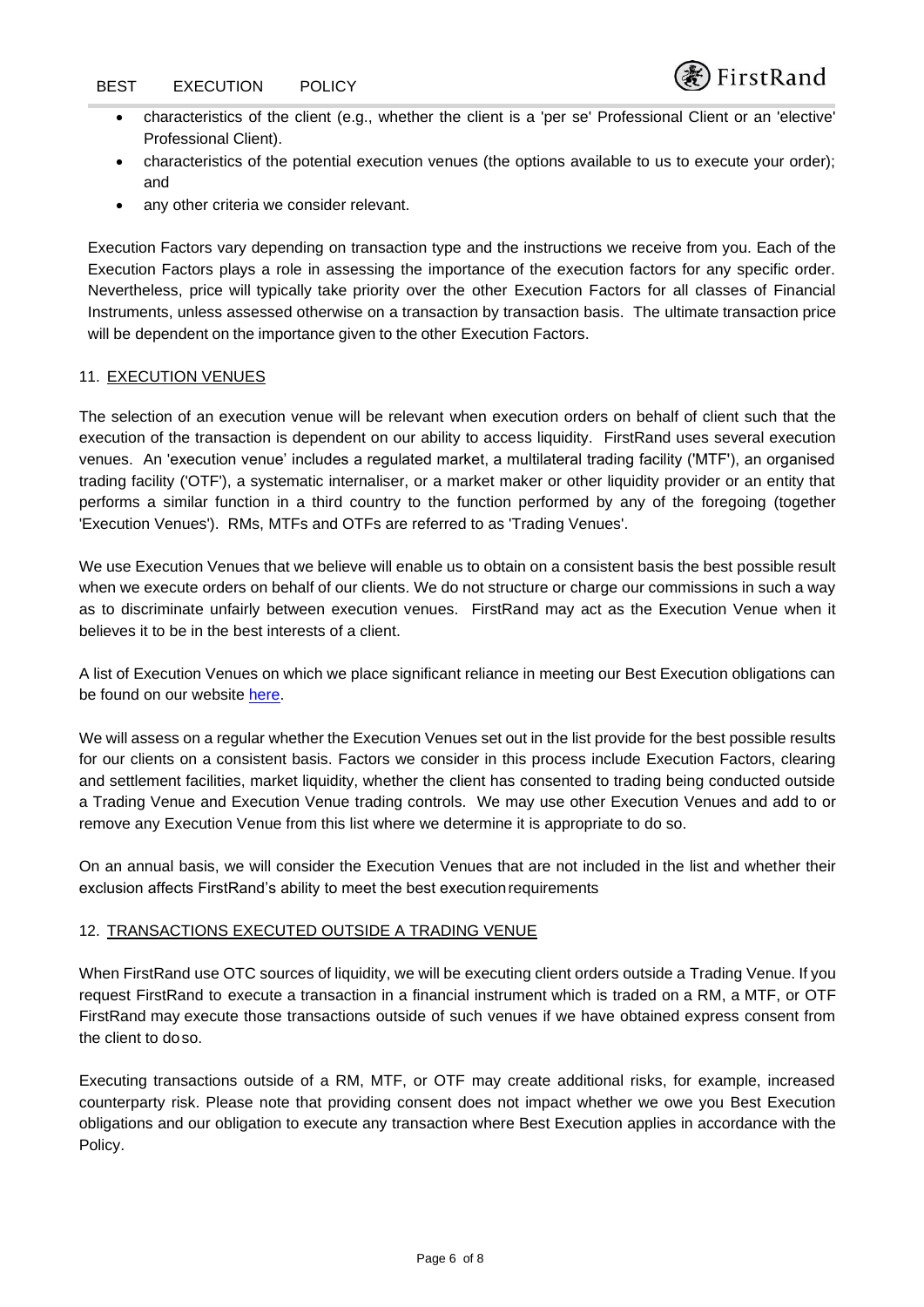- characteristics of the client (e.g., whether the client is a 'per se' Professional Client or an 'elective' Professional Client).
- characteristics of the potential execution venues (the options available to us to execute your order); and
- any other criteria we consider relevant.

Execution Factors vary depending on transaction type and the instructions we receive from you. Each of the Execution Factors plays a role in assessing the importance of the execution factors for any specific order. Nevertheless, price will typically take priority over the other Execution Factors for all classes of Financial Instruments, unless assessed otherwise on a transaction by transaction basis. The ultimate transaction price will be dependent on the importance given to the other Execution Factors.

## 11. EXECUTION VENUES

The selection of an execution venue will be relevant when execution orders on behalf of client such that the execution of the transaction is dependent on our ability to access liquidity. FirstRand uses several execution venues. An 'execution venue' includes a regulated market, a multilateral trading facility ('MTF'), an organised trading facility ('OTF'), a systematic internaliser, or a market maker or other liquidity provider or an entity that performs a similar function in a third country to the function performed by any of the foregoing (together 'Execution Venues'). RMs, MTFs and OTFs are referred to as 'Trading Venues'.

We use Execution Venues that we believe will enable us to obtain on a consistent basis the best possible result when we execute orders on behalf of our clients. We do not structure or charge our commissions in such a way as to discriminate unfairly between execution venues. FirstRand may act as the Execution Venue when it believes it to be in the best interests of a client.

A list of Execution Venues on which we place significant reliance in meeting our Best Execution obligations can be found on our website here.

We will assess on a regular whether the Execution Venues set out in the list provide for the best possible results for our clients on a consistent basis. Factors we consider in this process include Execution Factors, clearing and settlement facilities, market liquidity, whether the client has consented to trading being conducted outside a Trading Venue and Execution Venue trading controls. We may use other Execution Venues and add to or remove any Execution Venue from this list where we determine it is appropriate to do so.

On an annual basis, we will consider the Execution Venues that are not included in the list and whether their exclusion affects FirstRand's ability to meet the best execution requirements

## 12. TRANSACTIONS EXECUTED OUTSIDE A TRADING VENUE

When FirstRand use OTC sources of liquidity, we will be executing client orders outside a Trading Venue. If you request FirstRand to execute a transaction in a financial instrument which is traded on a RM, a MTF, or OTF FirstRand may execute those transactions outside of such venues if we have obtained express consent from the client to do so.

Executing transactions outside of a RM, MTF, or OTF may create additional risks, for example, increased counterparty risk. Please note that providing consent does not impact whether we owe you Best Execution obligations and our obligation to execute any transaction where Best Execution applies in accordance with the Policy.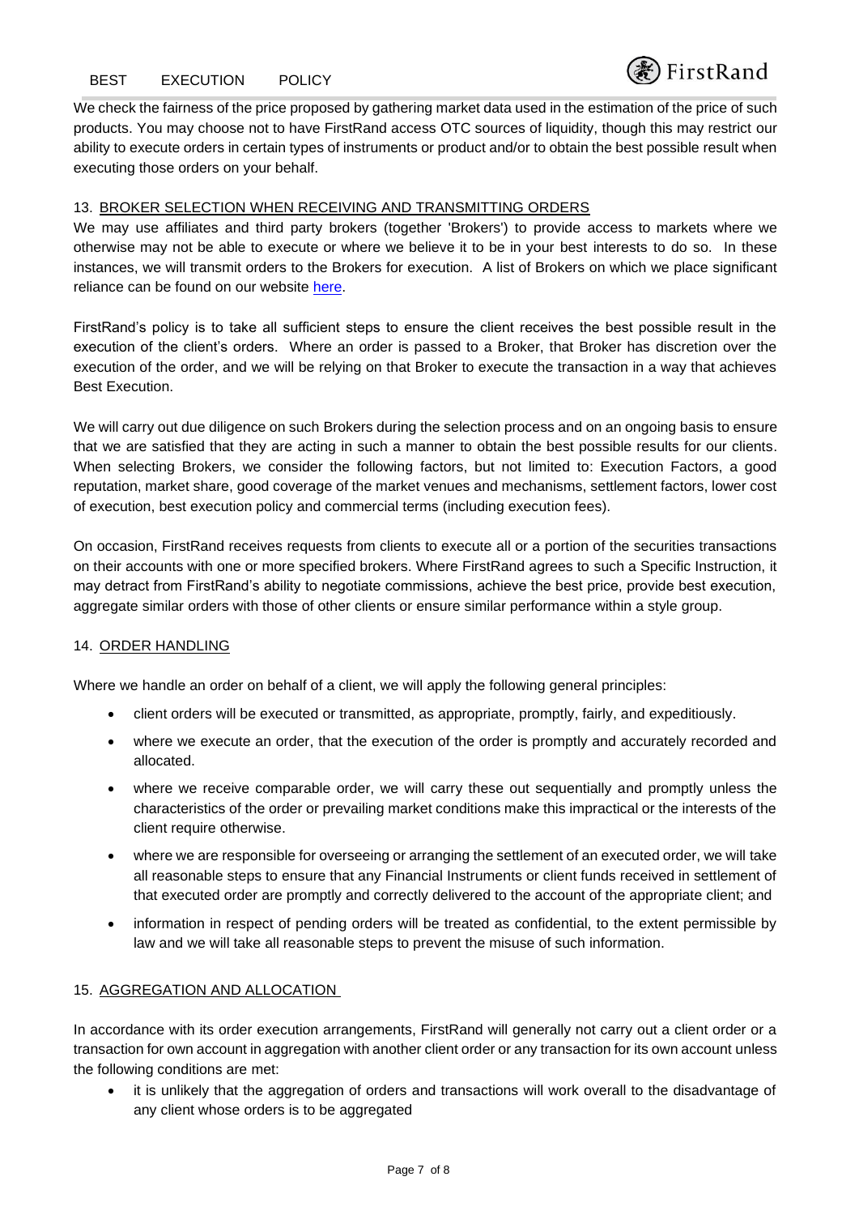We check the fairness of the price proposed by gathering market data used in the estimation of the price of such products. You may choose not to have FirstRand access OTC sources of liquidity, though this may restrict our ability to execute orders in certain types of instruments or product and/or to obtain the best possible result when executing those orders on your behalf.

## 13. BROKER SELECTION WHEN RECEIVING AND TRANSMITTING ORDERS

We may use affiliates and third party brokers (together 'Brokers') to provide access to markets where we otherwise may not be able to execute or where we believe it to be in your best interests to do so. In these instances, we will transmit orders to the Brokers for execution. A list of Brokers on which we place significant reliance can be found on our website here.

FirstRand's policy is to take all sufficient steps to ensure the client receives the best possible result in the execution of the client's orders. Where an order is passed to a Broker, that Broker has discretion over the execution of the order, and we will be relying on that Broker to execute the transaction in a way that achieves Best Execution.

We will carry out due diligence on such Brokers during the selection process and on an ongoing basis to ensure that we are satisfied that they are acting in such a manner to obtain the best possible results for our clients. When selecting Brokers, we consider the following factors, but not limited to: Execution Factors, a good reputation, market share, good coverage of the market venues and mechanisms, settlement factors, lower cost of execution, best execution policy and commercial terms (including execution fees).

On occasion, FirstRand receives requests from clients to execute all or a portion of the securities transactions on their accounts with one or more specified brokers. Where FirstRand agrees to such a Specific Instruction, it may detract from FirstRand's ability to negotiate commissions, achieve the best price, provide best execution, aggregate similar orders with those of other clients or ensure similar performance within a style group.

## 14. ORDER HANDLING

Where we handle an order on behalf of a client, we will apply the following general principles:

- client orders will be executed or transmitted, as appropriate, promptly, fairly, and expeditiously.
- where we execute an order, that the execution of the order is promptly and accurately recorded and allocated.
- where we receive comparable order, we will carry these out sequentially and promptly unless the characteristics of the order or prevailing market conditions make this impractical or the interests of the client require otherwise.
- where we are responsible for overseeing or arranging the settlement of an executed order, we will take all reasonable steps to ensure that any Financial Instruments or client funds received in settlement of that executed order are promptly and correctly delivered to the account of the appropriate client; and
- information in respect of pending orders will be treated as confidential, to the extent permissible by law and we will take all reasonable steps to prevent the misuse of such information.

## 15. AGGREGATION AND ALLOCATION

In accordance with its order execution arrangements, FirstRand will generally not carry out a client order or a transaction for own account in aggregation with another client order or any transaction for its own account unless the following conditions are met:

- it is unlikely that the aggregation of orders and transactions will work overall to the disadvantage of any client whose orders is to be aggregated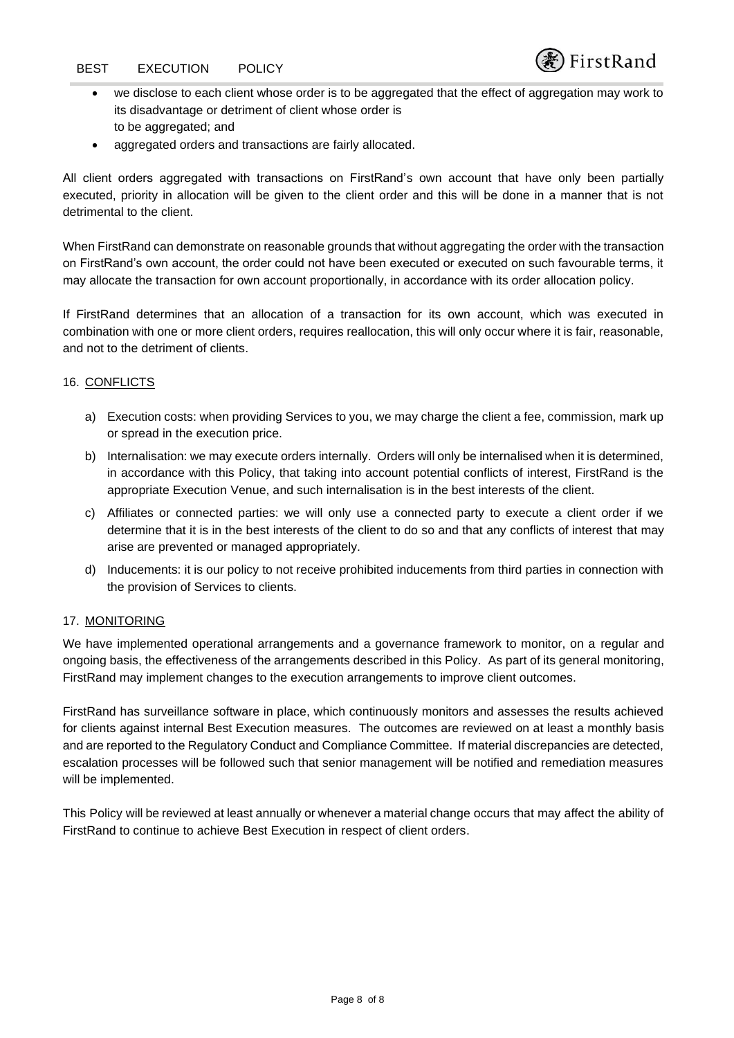- we disclose to each client whose order is to be aggregated that the effect of aggregation may work to its disadvantage or detriment of client whose order is to be aggregated; and
- aggregated orders and transactions are fairly allocated.

All client orders aggregated with transactions on FirstRand's own account that have only been partially executed, priority in allocation will be given to the client order and this will be done in a manner that is not detrimental to the client.

When FirstRand can demonstrate on reasonable grounds that without aggregating the order with the transaction on FirstRand's own account, the order could not have been executed or executed on such favourable terms, it may allocate the transaction for own account proportionally, in accordance with its order allocation policy.

If FirstRand determines that an allocation of a transaction for its own account, which was executed in combination with one or more client orders, requires reallocation, this will only occur where it is fair, reasonable, and not to the detriment of clients.

## 16. CONFLICTS

a) Execution costs: when providing Services to you, we may charge the client a fee, commission, mark up or spread in the execution price.

b) Internalisation: we may execute orders internally. Orders will only be internalised when it is determined, in accordance with this Policy, that taking into account potential conflicts of interest, FirstRand is the appropriate Execution Venue, and such internalisation is in the best interests of the client.

c) Affiliates or connected parties: we will only use a connected party to execute a client order if we determine that it is in the best interests of the client to do so and that any conflicts of interest that may arise are prevented or managed appropriately.

d) Inducements: it is our policy to not receive prohibited inducements from third parties in connection with the provision of Services to clients.

## 17. MONITORING

We have implemented operational arrangements and a governance framework to monitor, on a regular and ongoing basis, the effectiveness of the arrangements described in this Policy. As part of its general monitoring, FirstRand may implement changes to the execution arrangements to improve client outcomes.

FirstRand has surveillance software in place, which continuously monitors and assesses the results achieved for clients against internal Best Execution measures. The outcomes are reviewed on at least a monthly basis and are reported to the Regulatory Conduct and Compliance Committee. If material discrepancies are detected, escalation processes will be followed such that senior management will be notified and remediation measures will be implemented.

This Policy will be reviewed at least annually or whenever a material change occurs that may affect the ability of FirstRand to continue to achieve Best Execution in respect of client orders.